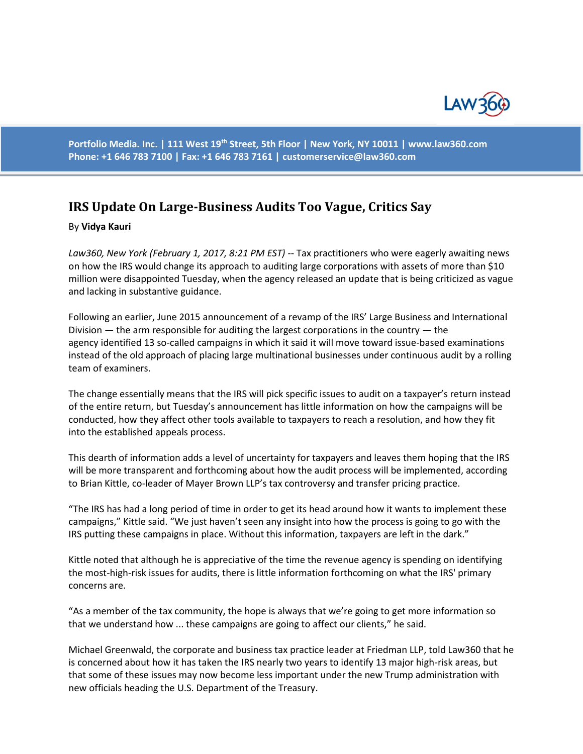Portfolio Media. Inc. | 111 West 19th Street, 5th Floor | New York, NY 10011 | www.law360.com
Phone: +1 646 783 7100 | Fax: +1 646 783 7161 | customerservice@law360.com

# IRS Update On Large-Business Audits Too Vague, Critics Say

By **Vidya Kauri**

*Law360, New York (February 1, 2017, 8:21 PM EST)* -- Tax practitioners who were eagerly awaiting news on how the IRS would change its approach to auditing large corporations with assets of more than $10 million were disappointed Tuesday, when the agency released an update that is being criticized as vague and lacking in substantive guidance.

Following an earlier, June 2015 announcement of a revamp of the IRS' Large Business and International Division — the arm responsible for auditing the largest corporations in the country — the agency identified 13 so-called campaigns in which it said it will move toward issue-based examinations instead of the old approach of placing large multinational businesses under continuous audit by a rolling team of examiners.

The change essentially means that the IRS will pick specific issues to audit on a taxpayer's return instead of the entire return, but Tuesday's announcement has little information on how the campaigns will be conducted, how they affect other tools available to taxpayers to reach a resolution, and how they fit into the established appeals process.

This dearth of information adds a level of uncertainty for taxpayers and leaves them hoping that the IRS will be more transparent and forthcoming about how the audit process will be implemented, according to Brian Kittle, co-leader of Mayer Brown LLP's tax controversy and transfer pricing practice.

"The IRS has had a long period of time in order to get its head around how it wants to implement these campaigns," Kittle said. "We just haven't seen any insight into how the process is going to go with the IRS putting these campaigns in place. Without this information, taxpayers are left in the dark."

Kittle noted that although he is appreciative of the time the revenue agency is spending on identifying the most-high-risk issues for audits, there is little information forthcoming on what the IRS' primary concerns are.

"As a member of the tax community, the hope is always that we're going to get more information so that we understand how ... these campaigns are going to affect our clients," he said.

Michael Greenwald, the corporate and business tax practice leader at Friedman LLP, told Law360 that he is concerned about how it has taken the IRS nearly two years to identify 13 major high-risk areas, but that some of these issues may now become less important under the new Trump administration with new officials heading the U.S. Department of the Treasury.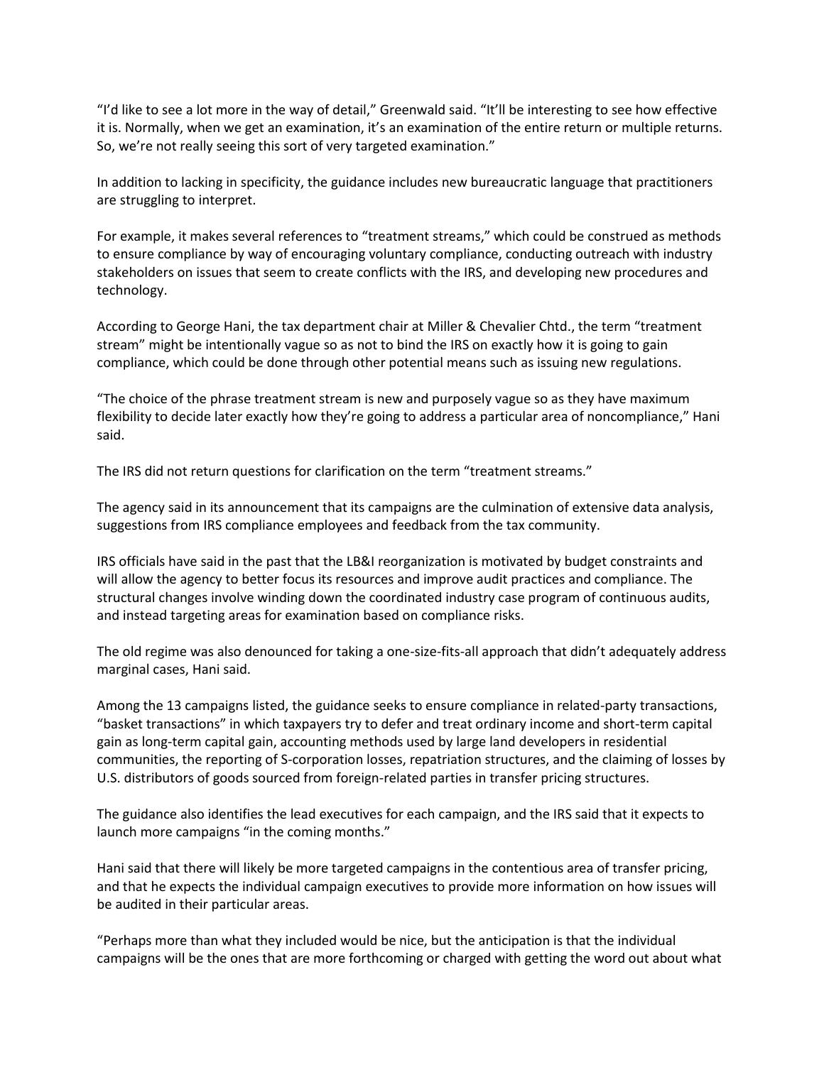"I'd like to see a lot more in the way of detail," Greenwald said. "It'll be interesting to see how effective it is. Normally, when we get an examination, it's an examination of the entire return or multiple returns. So, we're not really seeing this sort of very targeted examination."

In addition to lacking in specificity, the guidance includes new bureaucratic language that practitioners are struggling to interpret.

For example, it makes several references to "treatment streams," which could be construed as methods to ensure compliance by way of encouraging voluntary compliance, conducting outreach with industry stakeholders on issues that seem to create conflicts with the IRS, and developing new procedures and technology.

According to George Hani, the tax department chair at Miller & Chevalier Chtd., the term "treatment stream" might be intentionally vague so as not to bind the IRS on exactly how it is going to gain compliance, which could be done through other potential means such as issuing new regulations.

"The choice of the phrase treatment stream is new and purposely vague so as they have maximum flexibility to decide later exactly how they're going to address a particular area of noncompliance," Hani said.

The IRS did not return questions for clarification on the term "treatment streams."

The agency said in its announcement that its campaigns are the culmination of extensive data analysis, suggestions from IRS compliance employees and feedback from the tax community.

IRS officials have said in the past that the LB&I reorganization is motivated by budget constraints and will allow the agency to better focus its resources and improve audit practices and compliance. The structural changes involve winding down the coordinated industry case program of continuous audits, and instead targeting areas for examination based on compliance risks.

The old regime was also denounced for taking a one-size-fits-all approach that didn't adequately address marginal cases, Hani said.

Among the 13 campaigns listed, the guidance seeks to ensure compliance in related-party transactions, "basket transactions" in which taxpayers try to defer and treat ordinary income and short-term capital gain as long-term capital gain, accounting methods used by large land developers in residential communities, the reporting of S-corporation losses, repatriation structures, and the claiming of losses by U.S. distributors of goods sourced from foreign-related parties in transfer pricing structures.

The guidance also identifies the lead executives for each campaign, and the IRS said that it expects to launch more campaigns "in the coming months."

Hani said that there will likely be more targeted campaigns in the contentious area of transfer pricing, and that he expects the individual campaign executives to provide more information on how issues will be audited in their particular areas.

"Perhaps more than what they included would be nice, but the anticipation is that the individual campaigns will be the ones that are more forthcoming or charged with getting the word out about what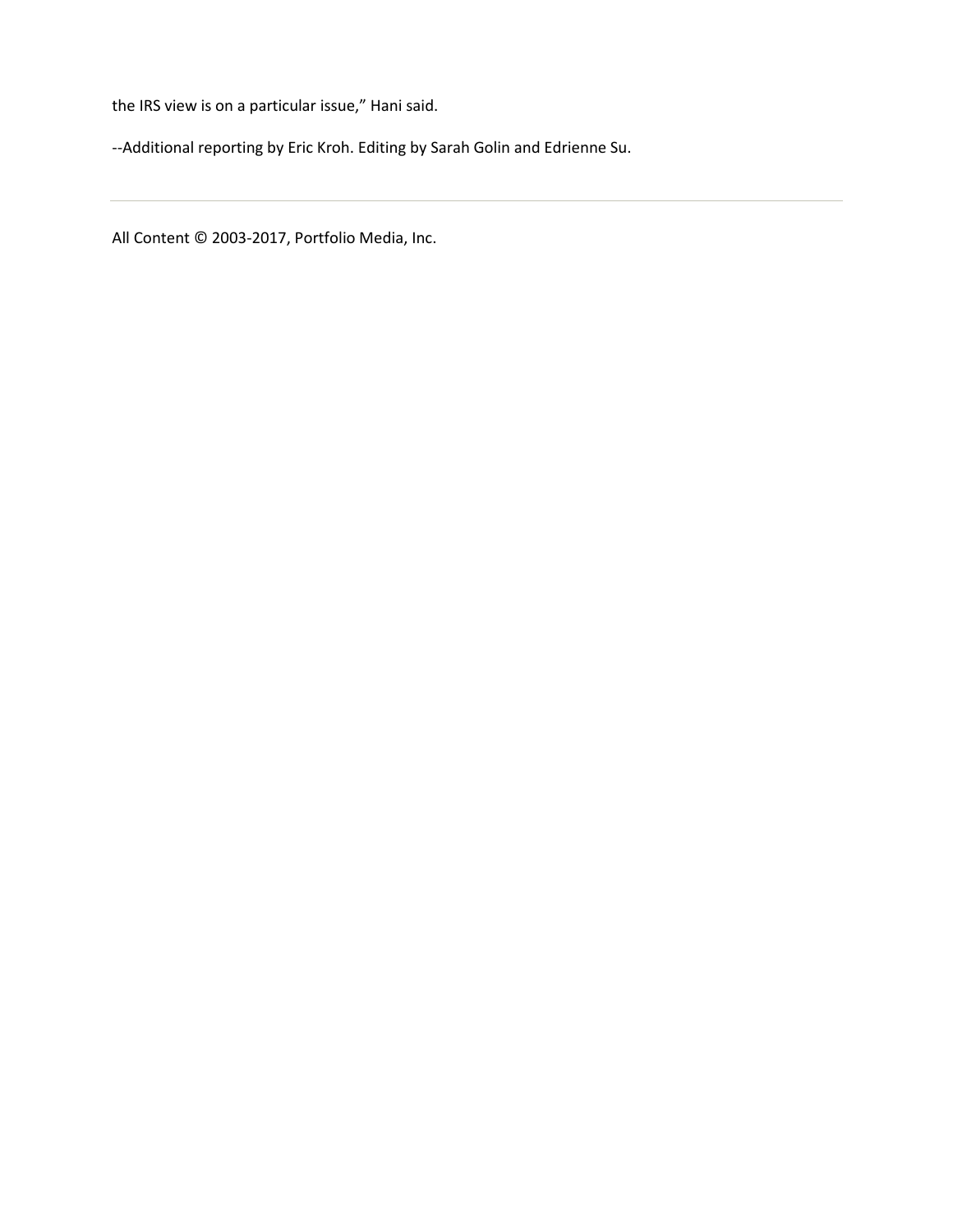the IRS view is on a particular issue," Hani said.

--Additional reporting by Eric Kroh. Editing by Sarah Golin and Edrienne Su.

---

All Content © 2003-2017, Portfolio Media, Inc.